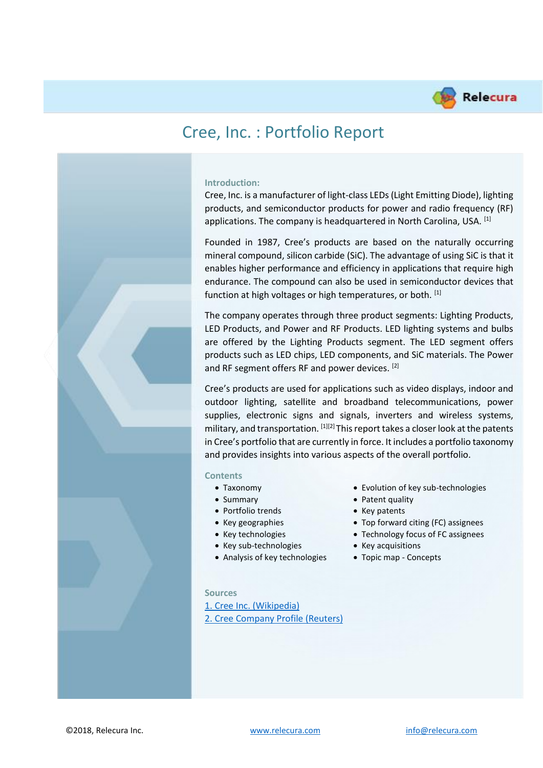# Cree, Inc. : Portfolio Report

## Introduction:

Cree, Inc. is a manufacturer of light-class LEDs (Light Emitting Diode), lighting products, and semiconductor products for power and radio frequency (RF) applications. The company is headquartered in North Carolina, USA. [1]

Founded in 1987, Cree's products are based on the naturally occurring mineral compound, silicon carbide (SiC). The advantage of using SiC is that it enables higher performance and efficiency in applications that require high endurance. The compound can also be used in semiconductor devices that function at high voltages or high temperatures, or both. [1]

The company operates through three product segments: Lighting Products, LED Products, and Power and RF Products. LED lighting systems and bulbs are offered by the Lighting Products segment. The LED segment offers products such as LED chips, LED components, and SiC materials. The Power and RF segment offers RF and power devices. [2]

Cree's products are used for applications such as video displays, indoor and outdoor lighting, satellite and broadband telecommunications, power supplies, electronic signs and signals, inverters and wireless systems, military, and transportation. [1][2] This report takes a closer look at the patents in Cree's portfolio that are currently in force. It includes a portfolio taxonomy and provides insights into various aspects of the overall portfolio.

## Contents

- Taxonomy
- Summary
- Portfolio trends
- Key geographies
- Key technologies
- Key sub-technologies
- Analysis of key technologies
- Evolution of key sub-technologies
- Patent quality
- Key patents
- Top forward citing (FC) assignees
- Technology focus of FC assignees
- Key acquisitions
- Topic map - Concepts

## Sources

1. Cree Inc. (Wikipedia)
2. Cree Company Profile (Reuters)

©2018, Relecura Inc. www.relecura.com info@relecura.com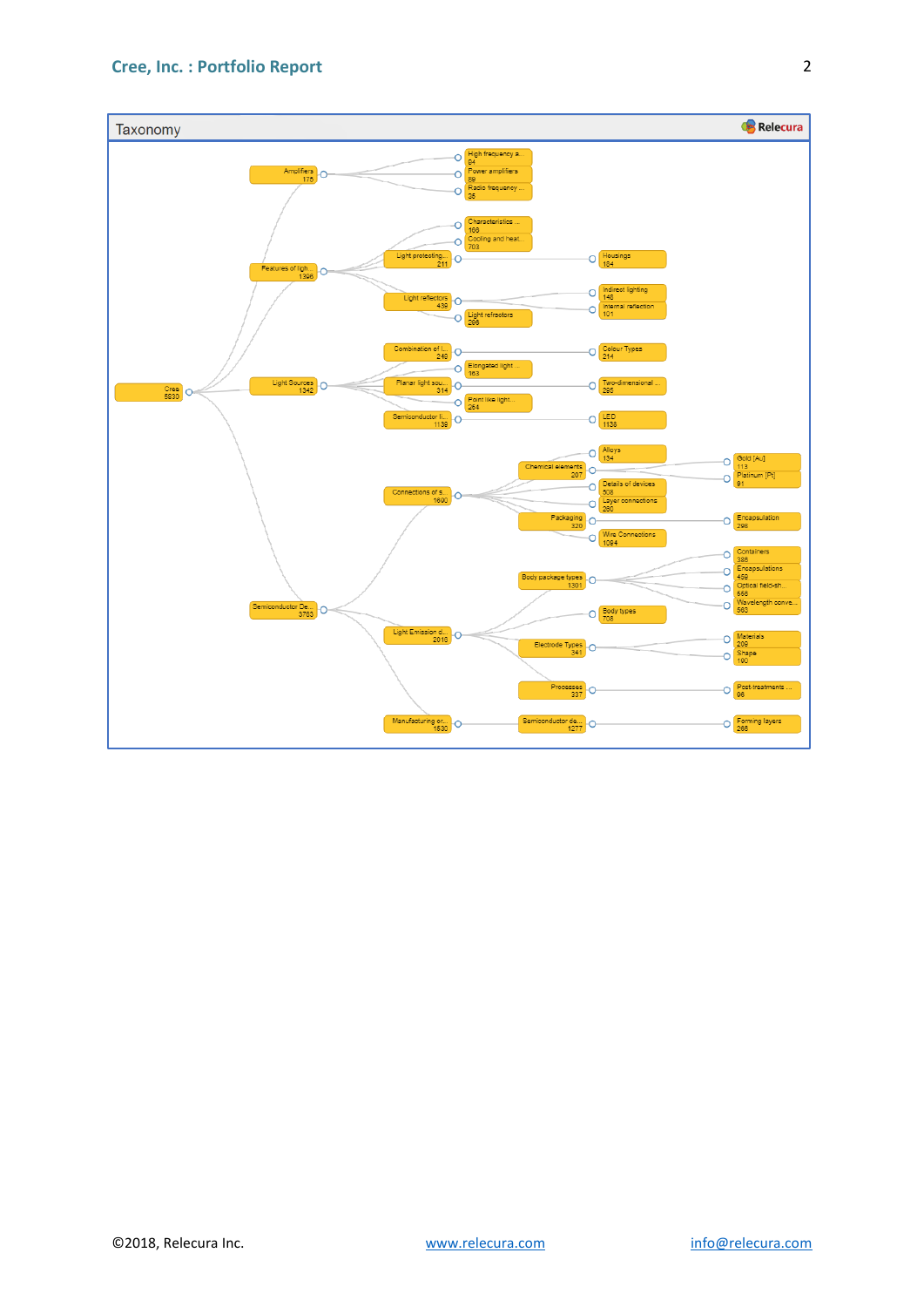## Taxonomy

Relecura

- Cree 5830
  - Amplifiers 175
    - High frequency a... 94
    - Power amplifiers 89
    - Radio frequency ... 35
  - Features of ligh... 1396
    - Light protecting... 211
      - Characteristics ... 109
      - Cooling and heat... 703
      - Housings 184
    - Light reflectors 439
      - Indirect lighting 148
      - Internal reflection 101
      - Light refractors 266
  - Light Sources 1342
    - Combination of l... 249
      - Colour Types 214
      - Elongated light ... 163
    - Planar light sou... 314
      - Two-dimensional ... 285
      - Point like light... 264
    - Semiconductor li... 1139
      - LED 1138
  - Semiconductor De... 3763
    - Connections of s... 1600
      - Alloys 134
      - Chemical elements 207
        - Gold [Au] 113
        - Platinum [Pt] 81
      - Details of devices 508
      - Layer connections 290
      - Packaging 320
        - Encapsulation 298
      - Wire Connections 1094
    - Light Emission d... 2016
      - Body package types 1301
        - Containers 385
        - Encapsulations 459
        - Optical field-sh... 556
        - Wavelength conve... 563
      - Body types 708
      - Electrode Types 341
        - Materials 209
        - Shape 190
      - Processes 337
        - Post-treatments ... 96
    - Manufacturing or... 1530
      - Semiconductor de... 1277
        - Forming layers 266

©2018, Relecura Inc. www.relecura.com info@relecura.com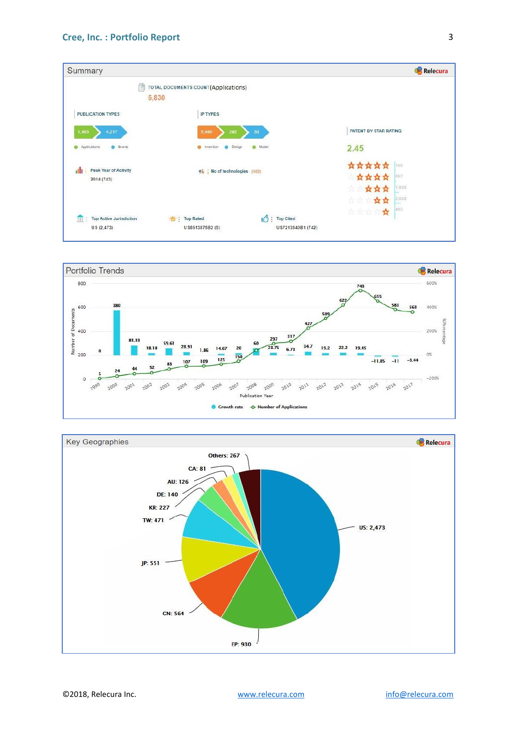## Summary

TOTAL DOCUMENTS COUNT (Applications)
5,830

**PUBLICATION TYPES**

- Applications: 1,463
- Grants: 4,217

**IP TYPES**

- Invention: 5,490
- Design: 282
- Model: 30

**PATENT BY STAR RATING**

2.45

| Rating | Count |
|---|---|
| ★★★★★ | 105 |
| ★★★★ | 457 |
| ★★★ | 1,858 |
| ★★ | 2,048 |
| ★ | 462 |

Peak Year of Activity: 2014 (743)

No of technologies (162)

Top Active Jurisdiction: US (2,473)

Top Rated: US8513875B2 (5)

Top Cited: US7213940B1 (742)

## Portfolio Trends

| Publication Year | Number of Applications | Growth rate (%) |
|---|---|---|
| 1999 | 5 | |
| 2000 | 24 | 380 |
| 2001 | 44 | 83.33 |
| 2002 | 52 | 18.18 |
| 2003 | 83 | 59.61 |
| 2004 | 107 | 28.91 |
| 2005 | 109 | 1.86 |
| 2006 | 125 | 14.67 |
| 2007 | 150 | 20 |
| 2008 | 240 | 60 |
| 2009 | 297 | 23.75 |
| 2010 | 317 | 6.73 |
| 2011 | 427 | 34.7 |
| 2012 | 509 | 19.2 |
| 2013 | 622 | 22.2 |
| 2014 | 743 | 19.45 |
| 2015 | 655 | -11.85 |
| 2016 | 583 | -11 |
| 2017 | 563 | -3.44 |

## Key Geographies

| Jurisdiction | Count |
|---|---|
| US | 2,473 |
| EP | 930 |
| CN | 564 |
| JP | 551 |
| TW | 471 |
| KR | 227 |
| DE | 140 |
| AU | 126 |
| CA | 81 |
| Others | 267 |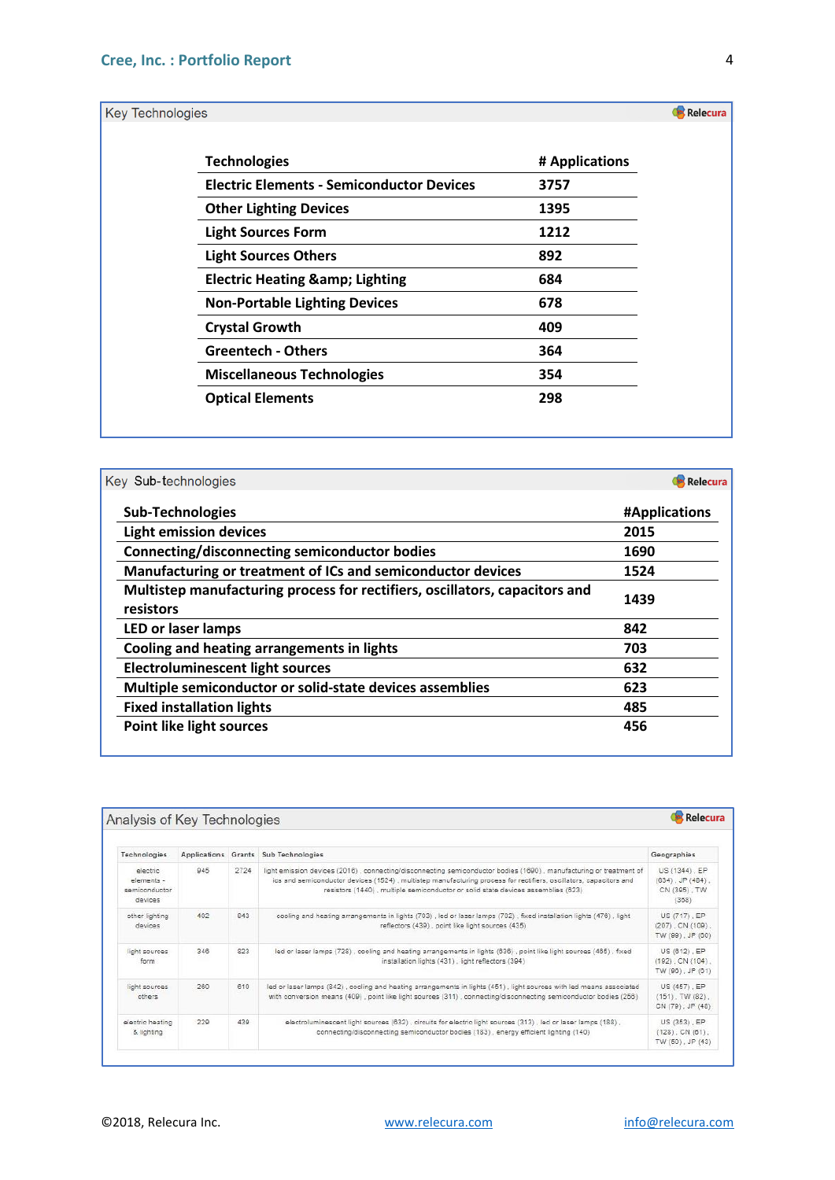## Key Technologies

| Technologies | # Applications |
|---|---|
| Electric Elements - Semiconductor Devices | 3757 |
| Other Lighting Devices | 1395 |
| Light Sources Form | 1212 |
| Light Sources Others | 892 |
| Electric Heating &amp; Lighting | 684 |
| Non-Portable Lighting Devices | 678 |
| Crystal Growth | 409 |
| Greentech - Others | 364 |
| Miscellaneous Technologies | 354 |
| Optical Elements | 298 |

## Key Sub-technologies

| Sub-Technologies | #Applications |
|---|---|
| Light emission devices | 2015 |
| Connecting/disconnecting semiconductor bodies | 1690 |
| Manufacturing or treatment of ICs and semiconductor devices | 1524 |
| Multistep manufacturing process for rectifiers, oscillators, capacitors and resistors | 1439 |
| LED or laser lamps | 842 |
| Cooling and heating arrangements in lights | 703 |
| Electroluminescent light sources | 632 |
| Multiple semiconductor or solid-state devices assemblies | 623 |
| Fixed installation lights | 485 |
| Point like light sources | 456 |

## Analysis of Key Technologies

| Technologies | Applications | Grants | Sub Technologies | Geographies |
|---|---|---|---|---|
| electric elements - semiconductor devices | 945 | 2724 | light emission devices (2016) , connecting/disconnecting semiconductor bodies (1690) , manufacturing or treatment of ics and semiconductor devices (1524) , multistep manufacturing process for rectifiers, oscillators, capacitors and resistors (1440) , multiple semiconductor or solid state devices assemblies (623) | US (1344) , EP (634) , JP (484) , CN (395) , TW (358) |
| other lighting devices | 402 | 943 | cooling and heating arrangements in lights (703) , led or laser lamps (702) , fixed installation lights (476) , light reflectors (439) , point like light sources (435) | US (717) , EP (207) , CN (109) , TW (99) , JP (90) |
| light sources form | 346 | 823 | led or laser lamps (728) , cooling and heating arrangements in lights (636) , point like light sources (485) , fixed installation lights (431) , light reflectors (394) | US (612) , EP (192) , CN (104) , TW (90) , JP (51) |
| light sources others | 280 | 610 | led or laser lamps (342) , cooling and heating arrangements in lights (451) , light sources with led means associated with conversion means (409) , point like light sources (311) , connecting/disconnecting semiconductor bodies (256) | US (457) , EP (151) , TW (82) , CN (79) , JP (48) |
| electric heating & lighting | 220 | 439 | electroluminescent light sources (632) , circuits for electric light sources (313) , led or laser lamps (188) , connecting/disconnecting semiconductor bodies (183) , energy efficient lighting (140) | US (353) , EP (128) , CN (61) , TW (50) , JP (43) |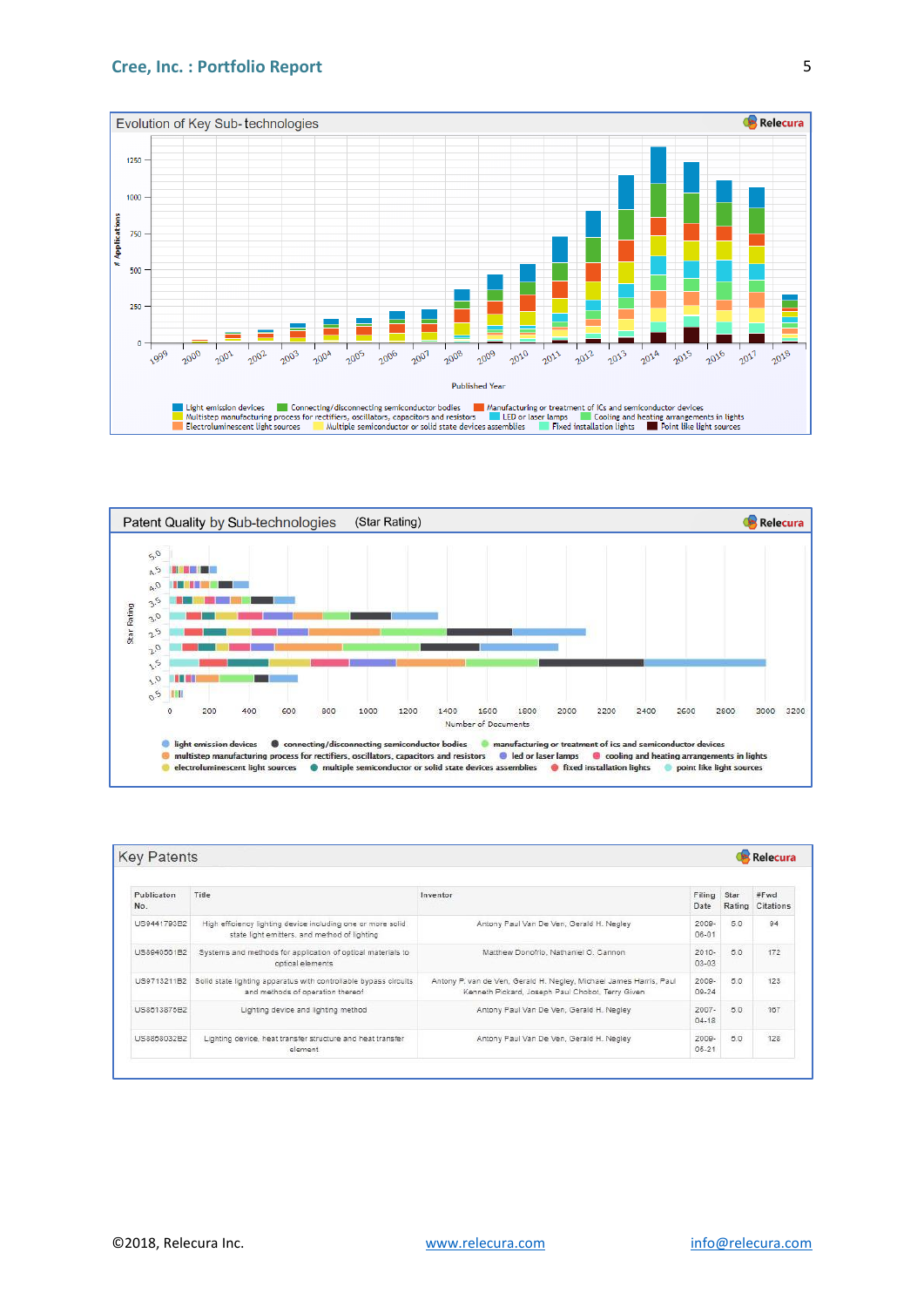## Evolution of Key Sub-technologies

Relecura

Light emission devices | Connecting/disconnecting semiconductor bodies | Manufacturing or treatment of ICs and semiconductor devices | Multistep manufacturing process for rectifiers, oscillators, capacitors and resistors | LED or laser lamps | Cooling and heating arrangements in lights | Electroluminescent light sources | Multiple semiconductor or solid state devices assemblies | Fixed installation lights | Point like light sources

## Patent Quality by Sub-technologies (Star Rating)

Relecura

light emission devices | connecting/disconnecting semiconductor bodies | manufacturing or treatment of ics and semiconductor devices | multistep manufacturing process for rectifiers, oscillators, capacitors and resistors | led or laser lamps | cooling and heating arrangements in lights | electroluminescent light sources | multiple semiconductor or solid state devices assemblies | fixed installation lights | point like light sources

## Key Patents

Relecura

| Publication No. | Title | Inventor | Filing Date | Star Rating | #Fwd Citations |
|---|---|---|---|---|---|
| US9441793B2 | High efficiency lighting device including one or more solid state light emitters, and method of lighting | Antony Paul Van De Ven, Gerald H. Negley | 2009-06-01 | 5.0 | 94 |
| US8940561B2 | Systems and methods for application of optical materials to optical elements | Matthew Donofrio, Nathaniel O. Cannon | 2010-03-03 | 5.0 | 172 |
| US9713211B2 | Solid state lighting apparatus with controllable bypass circuits and methods of operation thereof | Antony P. van de Ven, Gerald H. Negley, Michael James Harris, Paul Kenneth Pickard, Joseph Paul Chobot, Terry Given | 2009-09-24 | 5.0 | 123 |
| US8513875B2 | Lighting device and lighting method | Antony Paul Van De Ven, Gerald H. Negley | 2007-04-18 | 5.0 | 167 |
| US8858032B2 | Lighting device, heat transfer structure and heat transfer element | Antony Paul Van De Ven, Gerald H. Negley | 2009-05-21 | 5.0 | 128 |

©2018, Relecura Inc. www.relecura.com info@relecura.com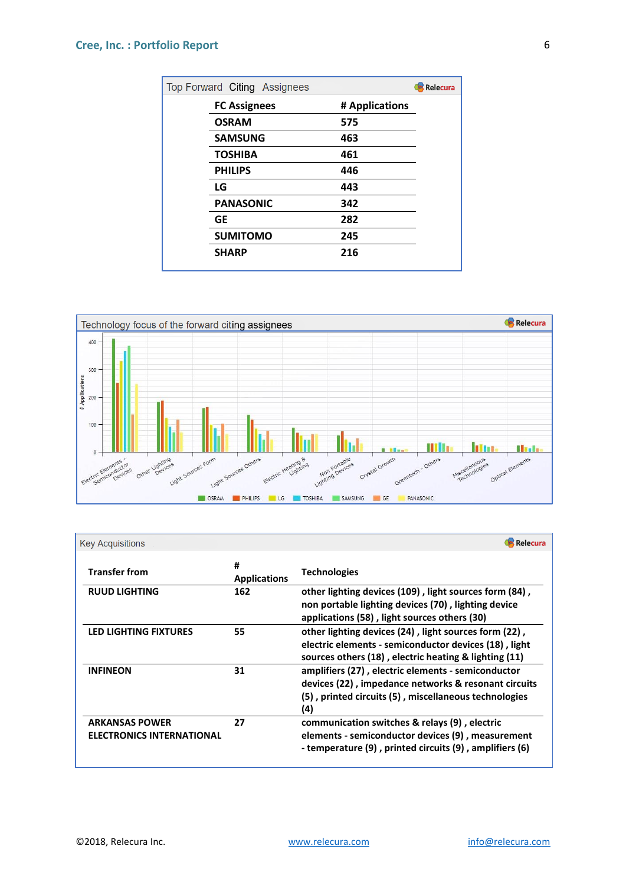### Top Forward Citing Assignees

| FC Assignees | # Applications |
| --- | --- |
| OSRAM | 575 |
| SAMSUNG | 463 |
| TOSHIBA | 461 |
| PHILIPS | 446 |
| LG | 443 |
| PANASONIC | 342 |
| GE | 282 |
| SUMITOMO | 245 |
| SHARP | 216 |

### Technology focus of the forward citing assignees

### Key Acquisitions

| Transfer from | # Applications | Technologies |
| --- | --- | --- |
| RUUD LIGHTING | 162 | other lighting devices (109) , light sources form (84) , non portable lighting devices (70) , lighting device applications (58) , light sources others (30) |
| LED LIGHTING FIXTURES | 55 | other lighting devices (24) , light sources form (22) , electric elements - semiconductor devices (18) , light sources others (18) , electric heating & lighting (11) |
| INFINEON | 31 | amplifiers (27) , electric elements - semiconductor devices (22) , impedance networks & resonant circuits (5) , printed circuits (5) , miscellaneous technologies (4) |
| ARKANSAS POWER ELECTRONICS INTERNATIONAL | 27 | communication switches & relays (9) , electric elements - semiconductor devices (9) , measurement - temperature (9) , printed circuits (9) , amplifiers (6) |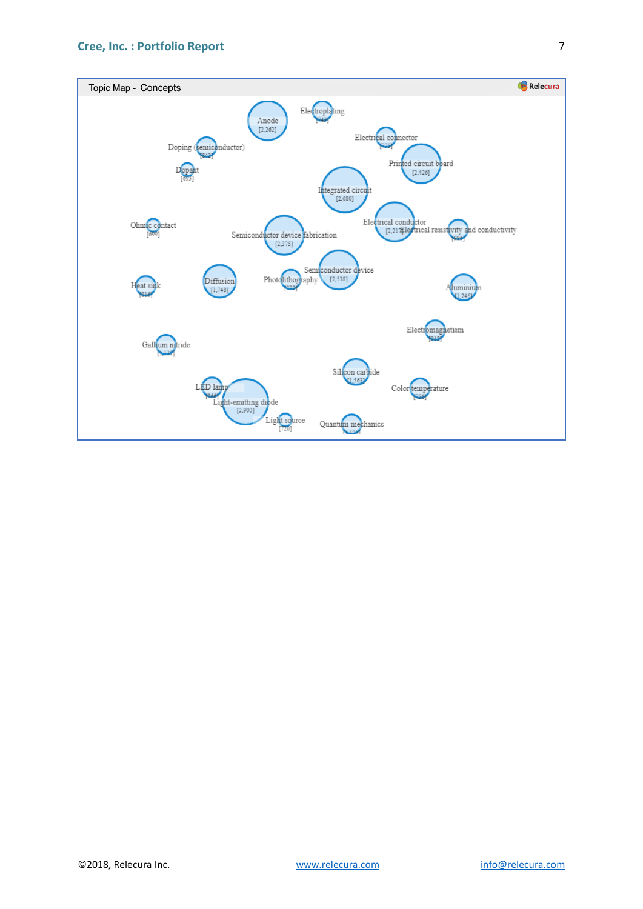Topic Map - Concepts

Relecura

Anode [2,262]

Electroplating [743]

Electrical connector [725]

Doping (semiconductor) [842]

Dopant [693]

Printed circuit board [2,426]

Integrated circuit [2,680]

Ohmic contact [699]

Semiconductor device fabrication [2,375]

Electrical conductor [2,217]

Electrical resistivity and conductivity [856]

Heat sink [816]

Diffusion [1,748]

Photolithography [722]

Semiconductor device [2,538]

Aluminium [1,245]

Electromagnetism [813]

Gallium nitride [1,132]

Silicon carbide [1,563]

LED lamp [868]

Light-emitting diode [2,900]

Color temperature [756]

Light source [720]

Quantum mechanics [1,138]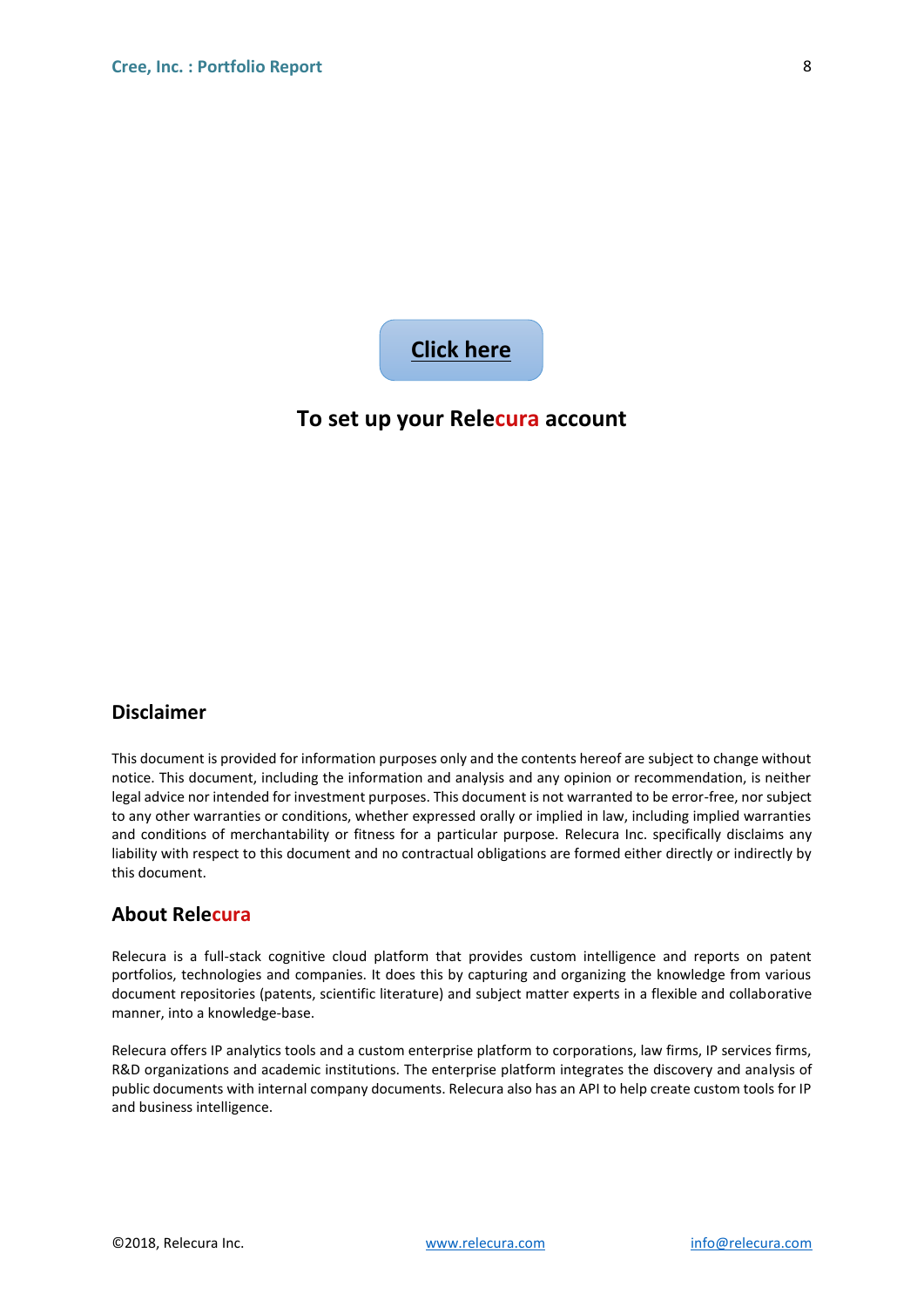Click here

**To set up your Relecura account**

## Disclaimer

This document is provided for information purposes only and the contents hereof are subject to change without notice. This document, including the information and analysis and any opinion or recommendation, is neither legal advice nor intended for investment purposes. This document is not warranted to be error-free, nor subject to any other warranties or conditions, whether expressed orally or implied in law, including implied warranties and conditions of merchantability or fitness for a particular purpose. Relecura Inc. specifically disclaims any liability with respect to this document and no contractual obligations are formed either directly or indirectly by this document.

## About Relecura

Relecura is a full-stack cognitive cloud platform that provides custom intelligence and reports on patent portfolios, technologies and companies. It does this by capturing and organizing the knowledge from various document repositories (patents, scientific literature) and subject matter experts in a flexible and collaborative manner, into a knowledge-base.

Relecura offers IP analytics tools and a custom enterprise platform to corporations, law firms, IP services firms, R&D organizations and academic institutions. The enterprise platform integrates the discovery and analysis of public documents with internal company documents. Relecura also has an API to help create custom tools for IP and business intelligence.